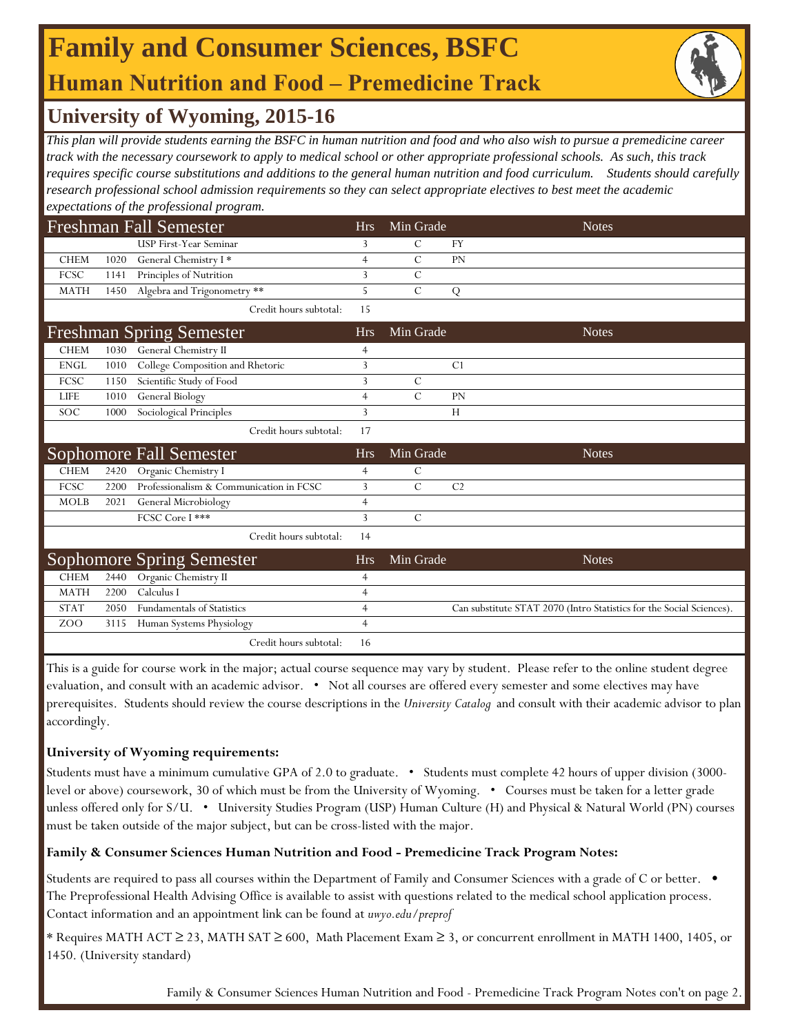# Family and Consumer Sciences, BSFC

## Human Nutrition and Food – Premedicine Track

## University of Wyoming, 2015-16

*This plan will provide students earning the BSFC in human nutrition and food and who also wish to pursue a premedicine career track with the necessary coursework to apply to medical school or other appropriate professional schools. As such, this track requires specific course substitutions and additions to the general human nutrition and food curriculum. Students should carefully research professional school admission requirements so they can select appropriate electives to best meet the academic expectations of the professional program.*

| Freshman Fall Semester | | | Hrs | Min Grade | | Notes |
|---|---|---|---|---|---|---|
| | | USP First-Year Seminar | 3 | C | FY | |
| CHEM | 1020 | General Chemistry I * | 4 | C | PN | |
| FCSC | 1141 | Principles of Nutrition | 3 | C | | |
| MATH | 1450 | Algebra and Trigonometry ** | 5 | C | Q | |
| | | Credit hours subtotal: | 15 | | | |

| Freshman Spring Semester | | | Hrs | Min Grade | | Notes |
|---|---|---|---|---|---|---|
| CHEM | 1030 | General Chemistry II | 4 | | | |
| ENGL | 1010 | College Composition and Rhetoric | 3 | | C1 | |
| FCSC | 1150 | Scientific Study of Food | 3 | C | | |
| LIFE | 1010 | General Biology | 4 | C | PN | |
| SOC | 1000 | Sociological Principles | 3 | | H | |
| | | Credit hours subtotal: | 17 | | | |

| Sophomore Fall Semester | | | Hrs | Min Grade | | Notes |
|---|---|---|---|---|---|---|
| CHEM | 2420 | Organic Chemistry I | 4 | C | | |
| FCSC | 2200 | Professionalism & Communication in FCSC | 3 | C | C2 | |
| MOLB | 2021 | General Microbiology | 4 | | | |
| | | FCSC Core I *** | 3 | C | | |
| | | Credit hours subtotal: | 14 | | | |

| Sophomore Spring Semester | | | Hrs | Min Grade | | Notes |
|---|---|---|---|---|---|---|
| CHEM | 2440 | Organic Chemistry II | 4 | | | |
| MATH | 2200 | Calculus I | 4 | | | |
| STAT | 2050 | Fundamentals of Statistics | 4 | | | Can substitute STAT 2070 (Intro Statistics for the Social Sciences). |
| ZOO | 3115 | Human Systems Physiology | 4 | | | |
| | | Credit hours subtotal: | 16 | | | |

This is a guide for course work in the major; actual course sequence may vary by student. Please refer to the online student degree evaluation, and consult with an academic advisor. • Not all courses are offered every semester and some electives may have prerequisites. Students should review the course descriptions in the *University Catalog* and consult with their academic advisor to plan accordingly.

**University of Wyoming requirements:**

Students must have a minimum cumulative GPA of 2.0 to graduate. • Students must complete 42 hours of upper division (3000-level or above) coursework, 30 of which must be from the University of Wyoming. • Courses must be taken for a letter grade unless offered only for S/U. • University Studies Program (USP) Human Culture (H) and Physical & Natural World (PN) courses must be taken outside of the major subject, but can be cross-listed with the major.

**Family & Consumer Sciences Human Nutrition and Food - Premedicine Track Program Notes:**

Students are required to pass all courses within the Department of Family and Consumer Sciences with a grade of C or better. • The Preprofessional Health Advising Office is available to assist with questions related to the medical school application process. Contact information and an appointment link can be found at *uwyo.edu/preprof*

* Requires MATH ACT ≥ 23, MATH SAT ≥ 600, Math Placement Exam ≥ 3, or concurrent enrollment in MATH 1400, 1405, or 1450. (University standard)

Family & Consumer Sciences Human Nutrition and Food - Premedicine Track Program Notes con't on page 2.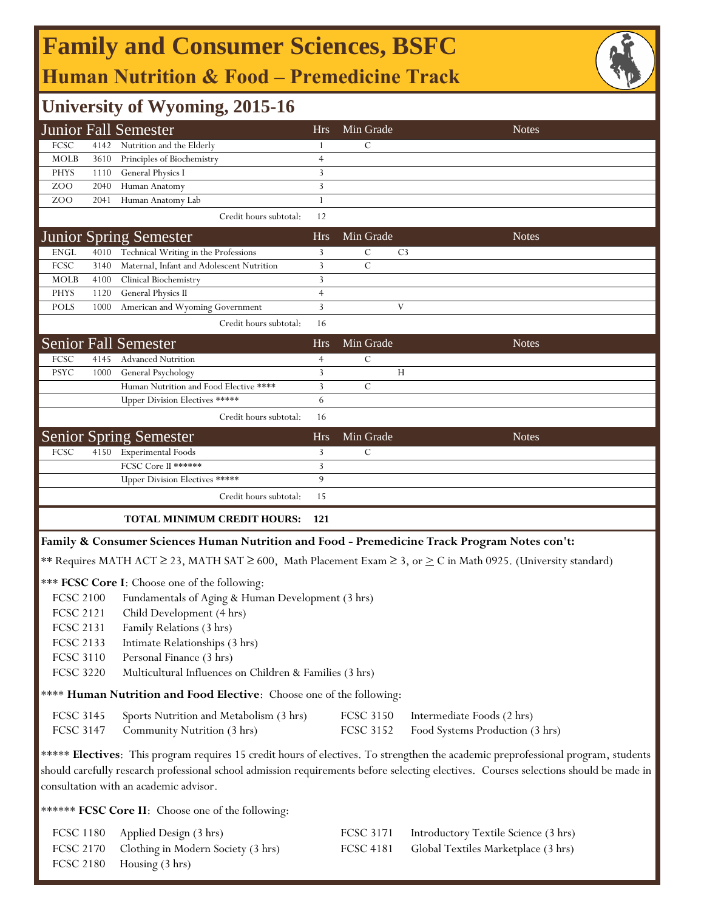# Family and Consumer Sciences, BSFC

## Human Nutrition & Food – Premedicine Track

## University of Wyoming, 2015-16

| Junior Fall Semester | | | Hrs | Min Grade | | Notes |
|---|---|---|---|---|---|---|
| FCSC | 4142 | Nutrition and the Elderly | 1 | C | | |
| MOLB | 3610 | Principles of Biochemistry | 4 | | | |
| PHYS | 1110 | General Physics I | 3 | | | |
| ZOO | 2040 | Human Anatomy | 3 | | | |
| ZOO | 2041 | Human Anatomy Lab | 1 | | | |
| | | Credit hours subtotal: | 12 | | | |

| Junior Spring Semester | | | Hrs | Min Grade | | Notes |
|---|---|---|---|---|---|---|
| ENGL | 4010 | Technical Writing in the Professions | 3 | C | C3 | |
| FCSC | 3140 | Maternal, Infant and Adolescent Nutrition | 3 | C | | |
| MOLB | 4100 | Clinical Biochemistry | 3 | | | |
| PHYS | 1120 | General Physics II | 4 | | | |
| POLS | 1000 | American and Wyoming Government | 3 | | V | |
| | | Credit hours subtotal: | 16 | | | |

| Senior Fall Semester | | | Hrs | Min Grade | | Notes |
|---|---|---|---|---|---|---|
| FCSC | 4145 | Advanced Nutrition | 4 | C | | |
| PSYC | 1000 | General Psychology | 3 | | H | |
| | | Human Nutrition and Food Elective **** | 3 | C | | |
| | | Upper Division Electives ***** | 6 | | | |
| | | Credit hours subtotal: | 16 | | | |

| Senior Spring Semester | | | Hrs | Min Grade | | Notes |
|---|---|---|---|---|---|---|
| FCSC | 4150 | Experimental Foods | 3 | C | | |
| | | FCSC Core II ****** | 3 | | | |
| | | Upper Division Electives ***** | 9 | | | |
| | | Credit hours subtotal: | 15 | | | |

**TOTAL MINIMUM CREDIT HOURS: 121**

**Family & Consumer Sciences Human Nutrition and Food - Premedicine Track Program Notes con't:**

** Requires MATH ACT ≥ 23, MATH SAT ≥ 600, Math Placement Exam ≥ 3, or ≥ C in Math 0925. (University standard)

*** **FCSC Core I**: Choose one of the following:

- FCSC 2100 Fundamentals of Aging & Human Development (3 hrs)
- FCSC 2121 Child Development (4 hrs)
- FCSC 2131 Family Relations (3 hrs)
- FCSC 2133 Intimate Relationships (3 hrs)
- FCSC 3110 Personal Finance (3 hrs)
- FCSC 3220 Multicultural Influences on Children & Families (3 hrs)

**** **Human Nutrition and Food Elective**: Choose one of the following:

- FCSC 3145 Sports Nutrition and Metabolism (3 hrs)
- FCSC 3147 Community Nutrition (3 hrs)
- FCSC 3150 Intermediate Foods (2 hrs)
- FCSC 3152 Food Systems Production (3 hrs)

***** **Electives**: This program requires 15 credit hours of electives. To strengthen the academic preprofessional program, students should carefully research professional school admission requirements before selecting electives. Courses selections should be made in consultation with an academic advisor.

****** **FCSC Core II**: Choose one of the following:

- FCSC 1180 Applied Design (3 hrs)
- FCSC 2170 Clothing in Modern Society (3 hrs)
- FCSC 2180 Housing (3 hrs)
- FCSC 3171 Introductory Textile Science (3 hrs)
- FCSC 4181 Global Textiles Marketplace (3 hrs)